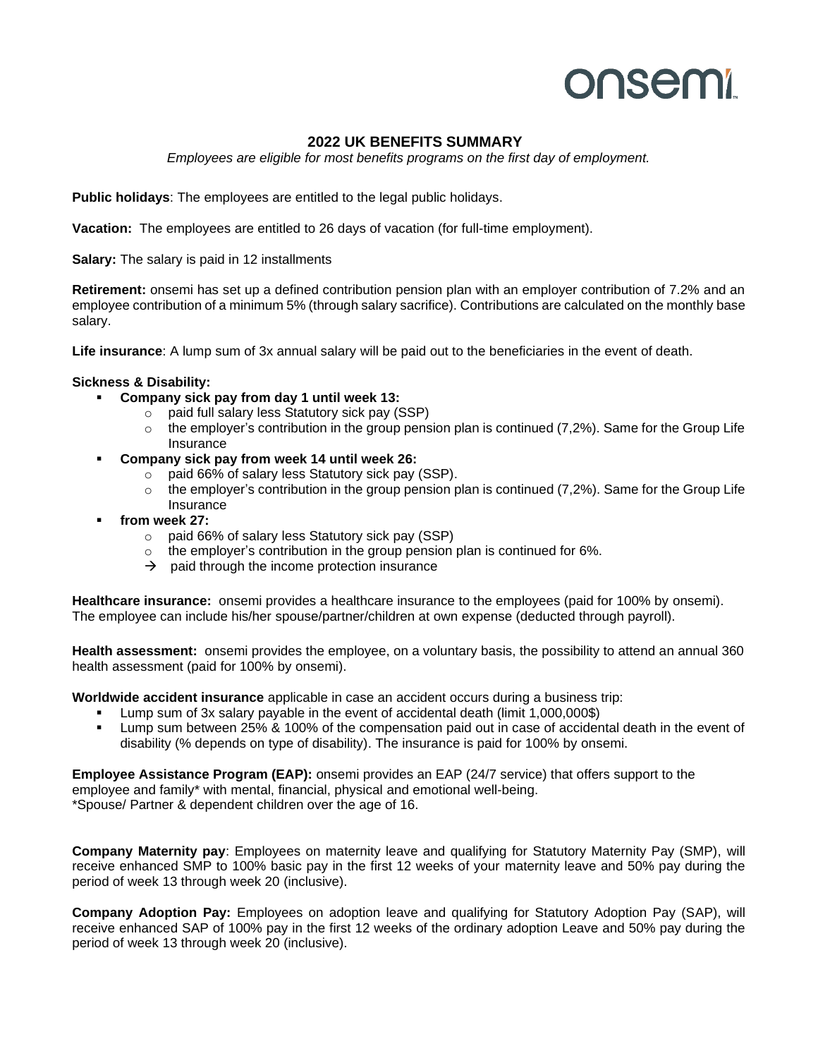onsemi

# 2022 UK BENEFITS SUMMARY

*Employees are eligible for most benefits programs on the first day of employment.*

**Public holidays**: The employees are entitled to the legal public holidays.

**Vacation:** The employees are entitled to 26 days of vacation (for full-time employment).

**Salary:** The salary is paid in 12 installments

**Retirement:** onsemi has set up a defined contribution pension plan with an employer contribution of 7.2% and an employee contribution of a minimum 5% (through salary sacrifice). Contributions are calculated on the monthly base salary.

**Life insurance**: A lump sum of 3x annual salary will be paid out to the beneficiaries in the event of death.

**Sickness & Disability:**

- **Company sick pay from day 1 until week 13:**
  - paid full salary less Statutory sick pay (SSP)
  - the employer's contribution in the group pension plan is continued (7,2%). Same for the Group Life Insurance
- **Company sick pay from week 14 until week 26:**
  - paid 66% of salary less Statutory sick pay (SSP).
  - the employer's contribution in the group pension plan is continued (7,2%). Same for the Group Life Insurance
- **from week 27:**
  - paid 66% of salary less Statutory sick pay (SSP)
  - the employer's contribution in the group pension plan is continued for 6%.
  - → paid through the income protection insurance

**Healthcare insurance:** onsemi provides a healthcare insurance to the employees (paid for 100% by onsemi). The employee can include his/her spouse/partner/children at own expense (deducted through payroll).

**Health assessment:** onsemi provides the employee, on a voluntary basis, the possibility to attend an annual 360 health assessment (paid for 100% by onsemi).

**Worldwide accident insurance** applicable in case an accident occurs during a business trip:

- Lump sum of 3x salary payable in the event of accidental death (limit 1,000,000$)
- Lump sum between 25% & 100% of the compensation paid out in case of accidental death in the event of disability (% depends on type of disability). The insurance is paid for 100% by onsemi.

**Employee Assistance Program (EAP):** onsemi provides an EAP (24/7 service) that offers support to the employee and family* with mental, financial, physical and emotional well-being.
*Spouse/ Partner & dependent children over the age of 16.

**Company Maternity pay**: Employees on maternity leave and qualifying for Statutory Maternity Pay (SMP), will receive enhanced SMP to 100% basic pay in the first 12 weeks of your maternity leave and 50% pay during the period of week 13 through week 20 (inclusive).

**Company Adoption Pay:** Employees on adoption leave and qualifying for Statutory Adoption Pay (SAP), will receive enhanced SAP of 100% pay in the first 12 weeks of the ordinary adoption Leave and 50% pay during the period of week 13 through week 20 (inclusive).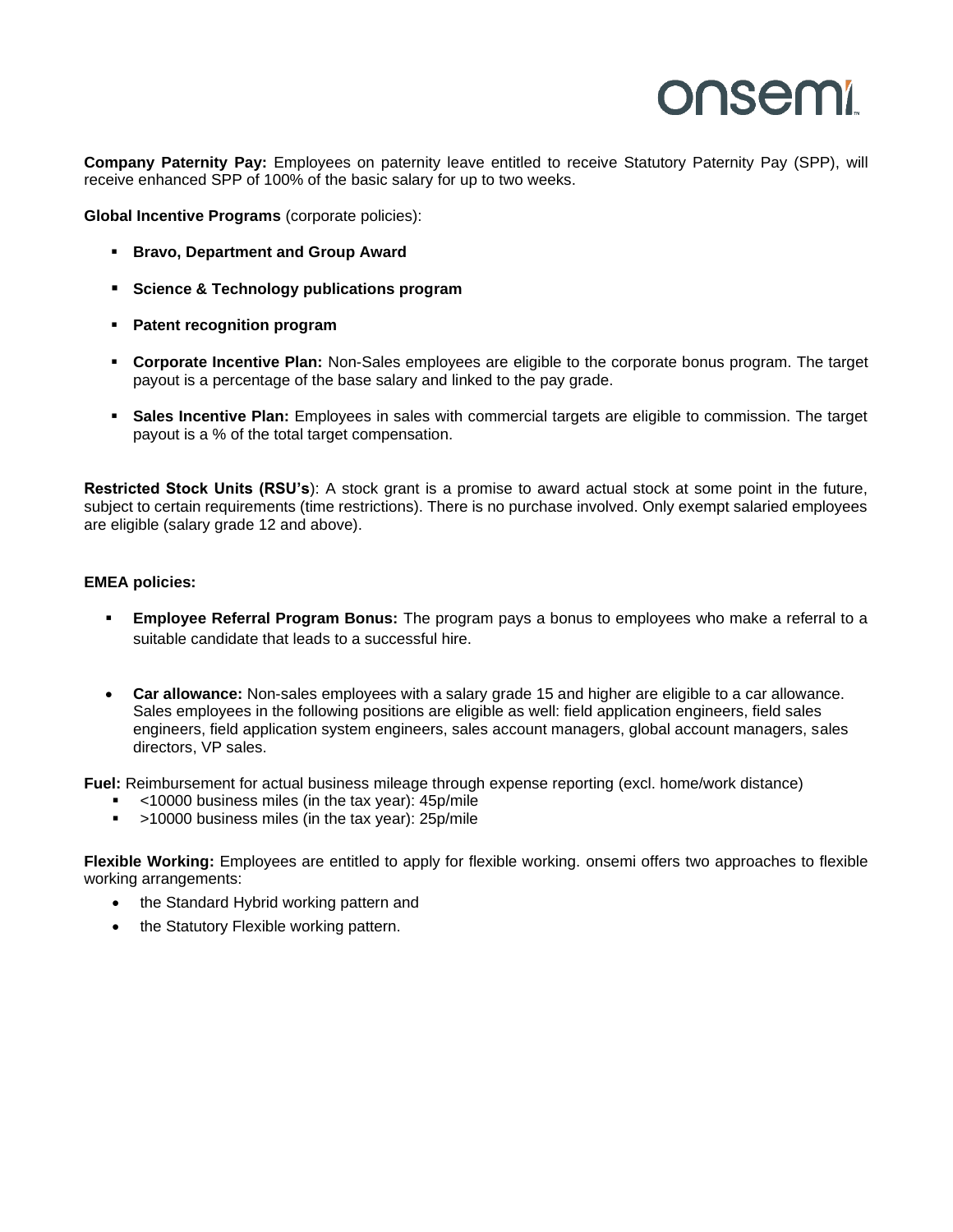**Company Paternity Pay:** Employees on paternity leave entitled to receive Statutory Paternity Pay (SPP), will receive enhanced SPP of 100% of the basic salary for up to two weeks.

**Global Incentive Programs** (corporate policies):

- **Bravo, Department and Group Award**
- **Science & Technology publications program**
- **Patent recognition program**
- **Corporate Incentive Plan:** Non-Sales employees are eligible to the corporate bonus program. The target payout is a percentage of the base salary and linked to the pay grade.
- **Sales Incentive Plan:** Employees in sales with commercial targets are eligible to commission. The target payout is a % of the total target compensation.

**Restricted Stock Units (RSU's**): A stock grant is a promise to award actual stock at some point in the future, subject to certain requirements (time restrictions). There is no purchase involved. Only exempt salaried employees are eligible (salary grade 12 and above).

**EMEA policies:**

- **Employee Referral Program Bonus:** The program pays a bonus to employees who make a referral to a suitable candidate that leads to a successful hire.

- **Car allowance:** Non-sales employees with a salary grade 15 and higher are eligible to a car allowance. Sales employees in the following positions are eligible as well: field application engineers, field sales engineers, field application system engineers, sales account managers, global account managers, sales directors, VP sales.

**Fuel:** Reimbursement for actual business mileage through expense reporting (excl. home/work distance)

- <10000 business miles (in the tax year): 45p/mile
- >10000 business miles (in the tax year): 25p/mile

**Flexible Working:** Employees are entitled to apply for flexible working. onsemi offers two approaches to flexible working arrangements:

- the Standard Hybrid working pattern and
- the Statutory Flexible working pattern.